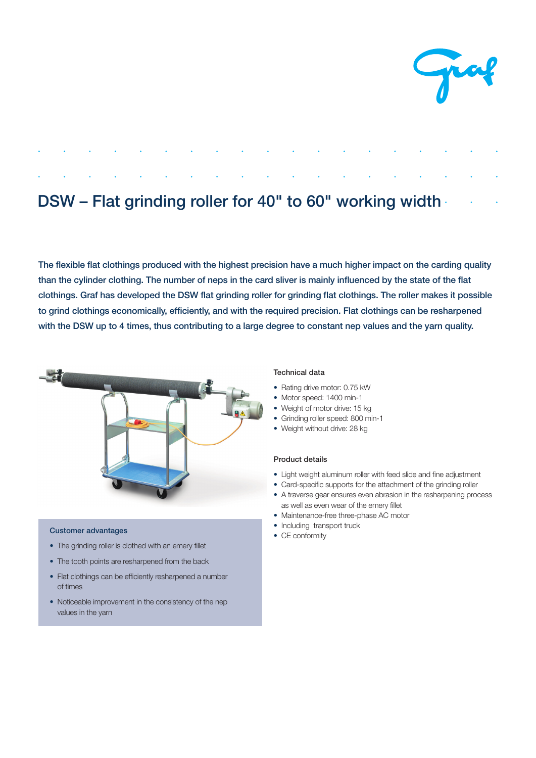# DSW – Flat grinding roller for 40" to 60" working width

**The flexible flat clothings produced with the highest precision have a much higher impact on the carding quality than the cylinder clothing. The number of neps in the card sliver is mainly influenced by the state of the flat clothings. Graf has developed the DSW flat grinding roller for grinding flat clothings. The roller makes it possible to grind clothings economically, efficiently, and with the required precision. Flat clothings can be resharpened with the DSW up to 4 times, thus contributing to a large degree to constant nep values and the yarn quality.**

### Technical data

- Rating drive motor: 0.75 kW
- Motor speed: 1400 min-1
- Weight of motor drive: 15 kg
- Grinding roller speed: 800 min-1
- Weight without drive: 28 kg

### Product details

- Light weight aluminum roller with feed slide and fine adjustment
- Card-specific supports for the attachment of the grinding roller
- A traverse gear ensures even abrasion in the resharpening process as well as even wear of the emery fillet
- Maintenance-free three-phase AC motor
- Including transport truck
- CE conformity

### Customer advantages

- The grinding roller is clothed with an emery fillet
- The tooth points are resharpened from the back
- Flat clothings can be efficiently resharpened a number of times
- Noticeable improvement in the consistency of the nep values in the yarn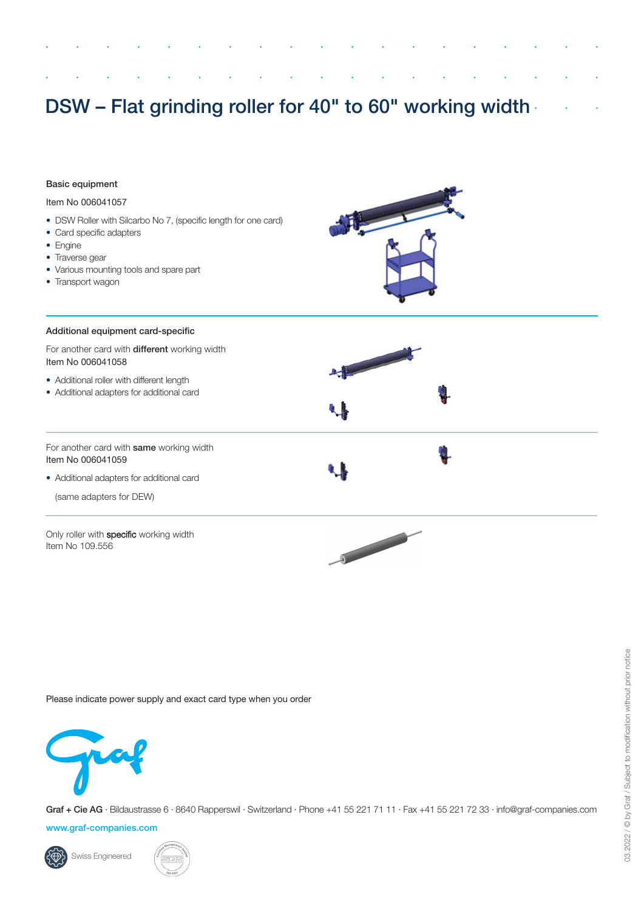# DSW – Flat grinding roller for 40" to 60" working width

**Basic equipment**

Item No 006041057

- DSW Roller with Silcarbo No 7, (specific length for one card)
- Card specific adapters
- Engine
- Traverse gear
- Various mounting tools and spare part
- Transport wagon

**Additional equipment card-specific**

For another card with **different** working width
Item No 006041058

- Additional roller with different length
- Additional adapters for additional card

For another card with **same** working width
Item No 006041059

- Additional adapters for additional card

(same adapters for DEW)

Only roller with **specific** working width
Item No 109.556

Please indicate power supply and exact card type when you order

**Graf + Cie AG** · Bildaustrasse 6 · 8640 Rapperswil · Switzerland · Phone +41 55 221 71 11 · Fax +41 55 221 72 33 · info@graf-companies.com

www.graf-companies.com

Swiss Engineered

03.2022 / © by Graf / Subject to modification without prior notice